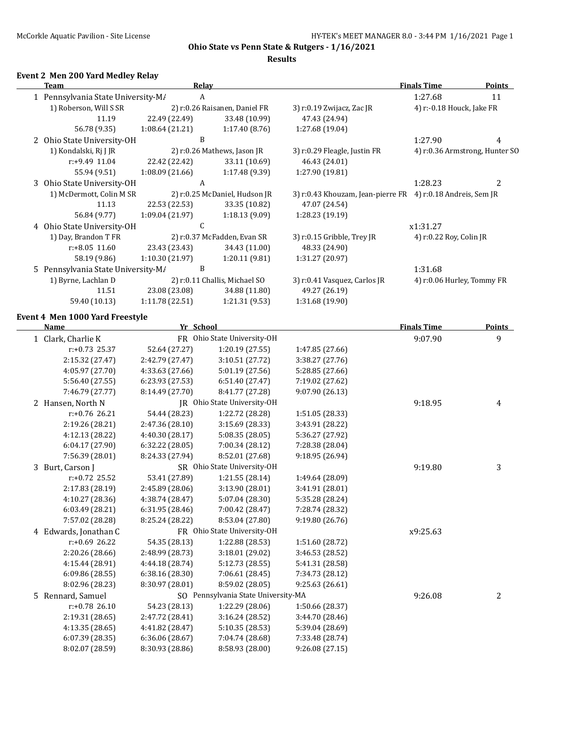## Ohio State vs Penn State & Rutgers - 1/16/2021

### Results

#### Event 2 Men 200 Yard Medley Relay

| | Team | Relay | | | Finals Time | Points |
|---|---|---|---|---|---|---|
| 1 | Pennsylvania State University-MA | A | | | 1:27.68 | 11 |
| | 1) Roberson, Will S SR | 2) r:0.26 Raisanen, Daniel FR | 3) r:0.19 Zwijacz, Zac JR | 4) r:-0.18 Houck, Jake FR | | |
| | 11.19 | 22.49 (22.49) | 33.48 (10.99) | 47.43 (24.94) | | |
| | 56.78 (9.35) | 1:08.64 (21.21) | 1:17.40 (8.76) | 1:27.68 (19.04) | | |
| 2 | Ohio State University-OH | B | | | 1:27.90 | 4 |
| | 1) Kondalski, Rj J JR | 2) r:0.26 Mathews, Jason JR | 3) r:0.29 Fleagle, Justin FR | 4) r:0.36 Armstrong, Hunter SO | | |
| | r:+9.49 11.04 | 22.42 (22.42) | 33.11 (10.69) | 46.43 (24.01) | | |
| | 55.94 (9.51) | 1:08.09 (21.66) | 1:17.48 (9.39) | 1:27.90 (19.81) | | |
| 3 | Ohio State University-OH | A | | | 1:28.23 | 2 |
| | 1) McDermott, Colin M SR | 2) r:0.25 McDaniel, Hudson JR | 3) r:0.43 Khouzam, Jean-pierre FR | 4) r:0.18 Andreis, Sem JR | | |
| | 11.13 | 22.53 (22.53) | 33.35 (10.82) | 47.07 (24.54) | | |
| | 56.84 (9.77) | 1:09.04 (21.97) | 1:18.13 (9.09) | 1:28.23 (19.19) | | |
| 4 | Ohio State University-OH | C | | | x1:31.27 | |
| | 1) Day, Brandon T FR | 2) r:0.37 McFadden, Evan SR | 3) r:0.15 Gribble, Trey JR | 4) r:0.22 Roy, Colin JR | | |
| | r:+8.05 11.60 | 23.43 (23.43) | 34.43 (11.00) | 48.33 (24.90) | | |
| | 58.19 (9.86) | 1:10.30 (21.97) | 1:20.11 (9.81) | 1:31.27 (20.97) | | |
| 5 | Pennsylvania State University-MA | B | | | 1:31.68 | |
| | 1) Byrne, Lachlan D | 2) r:0.11 Challis, Michael SO | 3) r:0.41 Vasquez, Carlos JR | 4) r:0.06 Hurley, Tommy FR | | |
| | 11.51 | 23.08 (23.08) | 34.88 (11.80) | 49.27 (26.19) | | |
| | 59.40 (10.13) | 1:11.78 (22.51) | 1:21.31 (9.53) | 1:31.68 (19.90) | | |

#### Event 4 Men 1000 Yard Freestyle

| | Name | Yr School | | | Finals Time | Points |
|---|---|---|---|---|---|---|
| 1 | Clark, Charlie K | FR Ohio State University-OH | | | 9:07.90 | 9 |
| | r:+0.73 25.37 | 52.64 (27.27) | 1:20.19 (27.55) | 1:47.85 (27.66) | | |
| | 2:15.32 (27.47) | 2:42.79 (27.47) | 3:10.51 (27.72) | 3:38.27 (27.76) | | |
| | 4:05.97 (27.70) | 4:33.63 (27.66) | 5:01.19 (27.56) | 5:28.85 (27.66) | | |
| | 5:56.40 (27.55) | 6:23.93 (27.53) | 6:51.40 (27.47) | 7:19.02 (27.62) | | |
| | 7:46.79 (27.77) | 8:14.49 (27.70) | 8:41.77 (27.28) | 9:07.90 (26.13) | | |
| 2 | Hansen, North N | JR Ohio State University-OH | | | 9:18.95 | 4 |
| | r:+0.76 26.21 | 54.44 (28.23) | 1:22.72 (28.28) | 1:51.05 (28.33) | | |
| | 2:19.26 (28.21) | 2:47.36 (28.10) | 3:15.69 (28.33) | 3:43.91 (28.22) | | |
| | 4:12.13 (28.22) | 4:40.30 (28.17) | 5:08.35 (28.05) | 5:36.27 (27.92) | | |
| | 6:04.17 (27.90) | 6:32.22 (28.05) | 7:00.34 (28.12) | 7:28.38 (28.04) | | |
| | 7:56.39 (28.01) | 8:24.33 (27.94) | 8:52.01 (27.68) | 9:18.95 (26.94) | | |
| 3 | Burt, Carson J | SR Ohio State University-OH | | | 9:19.80 | 3 |
| | r:+0.72 25.52 | 53.41 (27.89) | 1:21.55 (28.14) | 1:49.64 (28.09) | | |
| | 2:17.83 (28.19) | 2:45.89 (28.06) | 3:13.90 (28.01) | 3:41.91 (28.01) | | |
| | 4:10.27 (28.36) | 4:38.74 (28.47) | 5:07.04 (28.30) | 5:35.28 (28.24) | | |
| | 6:03.49 (28.21) | 6:31.95 (28.46) | 7:00.42 (28.47) | 7:28.74 (28.32) | | |
| | 7:57.02 (28.28) | 8:25.24 (28.22) | 8:53.04 (27.80) | 9:19.80 (26.76) | | |
| 4 | Edwards, Jonathan C | FR Ohio State University-OH | | | x9:25.63 | |
| | r:+0.69 26.22 | 54.35 (28.13) | 1:22.88 (28.53) | 1:51.60 (28.72) | | |
| | 2:20.26 (28.66) | 2:48.99 (28.73) | 3:18.01 (29.02) | 3:46.53 (28.52) | | |
| | 4:15.44 (28.91) | 4:44.18 (28.74) | 5:12.73 (28.55) | 5:41.31 (28.58) | | |
| | 6:09.86 (28.55) | 6:38.16 (28.30) | 7:06.61 (28.45) | 7:34.73 (28.12) | | |
| | 8:02.96 (28.23) | 8:30.97 (28.01) | 8:59.02 (28.05) | 9:25.63 (26.61) | | |
| 5 | Rennard, Samuel | SO Pennsylvania State University-MA | | | 9:26.08 | 2 |
| | r:+0.78 26.10 | 54.23 (28.13) | 1:22.29 (28.06) | 1:50.66 (28.37) | | |
| | 2:19.31 (28.65) | 2:47.72 (28.41) | 3:16.24 (28.52) | 3:44.70 (28.46) | | |
| | 4:13.35 (28.65) | 4:41.82 (28.47) | 5:10.35 (28.53) | 5:39.04 (28.69) | | |
| | 6:07.39 (28.35) | 6:36.06 (28.67) | 7:04.74 (28.68) | 7:33.48 (28.74) | | |
| | 8:02.07 (28.59) | 8:30.93 (28.86) | 8:58.93 (28.00) | 9:26.08 (27.15) | | |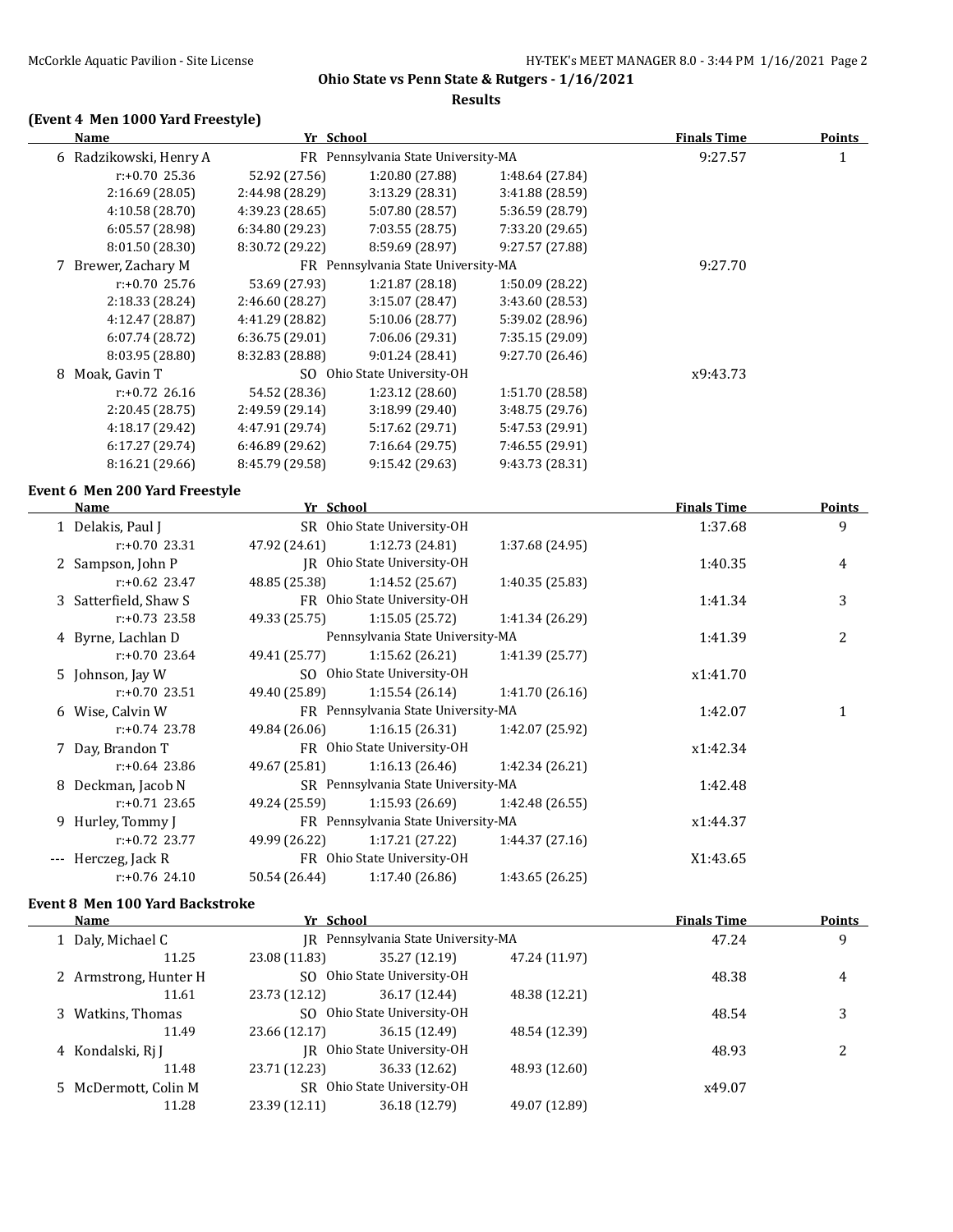## Ohio State vs Penn State & Rutgers - 1/16/2021

### Results

### (Event 4 Men 1000 Yard Freestyle)

| Name | Yr | School | Finals Time | Points |
|---|---|---|---|---|
| 6 Radzikowski, Henry A | FR | Pennsylvania State University-MA | 9:27.57 | 1 |
| r:+0.70 25.36 | 52.92 (27.56) | 1:20.80 (27.88) | 1:48.64 (27.84) | |
| 2:16.69 (28.05) | 2:44.98 (28.29) | 3:13.29 (28.31) | 3:41.88 (28.59) | |
| 4:10.58 (28.70) | 4:39.23 (28.65) | 5:07.80 (28.57) | 5:36.59 (28.79) | |
| 6:05.57 (28.98) | 6:34.80 (29.23) | 7:03.55 (28.75) | 7:33.20 (29.65) | |
| 8:01.50 (28.30) | 8:30.72 (29.22) | 8:59.69 (28.97) | 9:27.57 (27.88) | |
| 7 Brewer, Zachary M | FR | Pennsylvania State University-MA | 9:27.70 | |
| r:+0.70 25.76 | 53.69 (27.93) | 1:21.87 (28.18) | 1:50.09 (28.22) | |
| 2:18.33 (28.24) | 2:46.60 (28.27) | 3:15.07 (28.47) | 3:43.60 (28.53) | |
| 4:12.47 (28.87) | 4:41.29 (28.82) | 5:10.06 (28.77) | 5:39.02 (28.96) | |
| 6:07.74 (28.72) | 6:36.75 (29.01) | 7:06.06 (29.31) | 7:35.15 (29.09) | |
| 8:03.95 (28.80) | 8:32.83 (28.88) | 9:01.24 (28.41) | 9:27.70 (26.46) | |
| 8 Moak, Gavin T | SO | Ohio State University-OH | x9:43.73 | |
| r:+0.72 26.16 | 54.52 (28.36) | 1:23.12 (28.60) | 1:51.70 (28.58) | |
| 2:20.45 (28.75) | 2:49.59 (29.14) | 3:18.99 (29.40) | 3:48.75 (29.76) | |
| 4:18.17 (29.42) | 4:47.91 (29.74) | 5:17.62 (29.71) | 5:47.53 (29.91) | |
| 6:17.27 (29.74) | 6:46.89 (29.62) | 7:16.64 (29.75) | 7:46.55 (29.91) | |
| 8:16.21 (29.66) | 8:45.79 (29.58) | 9:15.42 (29.63) | 9:43.73 (28.31) | |

### Event 6 Men 200 Yard Freestyle

| Name | Yr | School | Finals Time | Points |
|---|---|---|---|---|
| 1 Delakis, Paul J | SR | Ohio State University-OH | 1:37.68 | 9 |
| r:+0.70 23.31 | 47.92 (24.61) | 1:12.73 (24.81) | 1:37.68 (24.95) | |
| 2 Sampson, John P | JR | Ohio State University-OH | 1:40.35 | 4 |
| r:+0.62 23.47 | 48.85 (25.38) | 1:14.52 (25.67) | 1:40.35 (25.83) | |
| 3 Satterfield, Shaw S | FR | Ohio State University-OH | 1:41.34 | 3 |
| r:+0.73 23.58 | 49.33 (25.75) | 1:15.05 (25.72) | 1:41.34 (26.29) | |
| 4 Byrne, Lachlan D | | Pennsylvania State University-MA | 1:41.39 | 2 |
| r:+0.70 23.64 | 49.41 (25.77) | 1:15.62 (26.21) | 1:41.39 (25.77) | |
| 5 Johnson, Jay W | SO | Ohio State University-OH | x1:41.70 | |
| r:+0.70 23.51 | 49.40 (25.89) | 1:15.54 (26.14) | 1:41.70 (26.16) | |
| 6 Wise, Calvin W | FR | Pennsylvania State University-MA | 1:42.07 | 1 |
| r:+0.74 23.78 | 49.84 (26.06) | 1:16.15 (26.31) | 1:42.07 (25.92) | |
| 7 Day, Brandon T | FR | Ohio State University-OH | x1:42.34 | |
| r:+0.64 23.86 | 49.67 (25.81) | 1:16.13 (26.46) | 1:42.34 (26.21) | |
| 8 Deckman, Jacob N | SR | Pennsylvania State University-MA | 1:42.48 | |
| r:+0.71 23.65 | 49.24 (25.59) | 1:15.93 (26.69) | 1:42.48 (26.55) | |
| 9 Hurley, Tommy J | FR | Pennsylvania State University-MA | x1:44.37 | |
| r:+0.72 23.77 | 49.99 (26.22) | 1:17.21 (27.22) | 1:44.37 (27.16) | |
| --- Herczeg, Jack R | FR | Ohio State University-OH | X1:43.65 | |
| r:+0.76 24.10 | 50.54 (26.44) | 1:17.40 (26.86) | 1:43.65 (26.25) | |

### Event 8 Men 100 Yard Backstroke

| Name | Yr | School | Finals Time | Points |
|---|---|---|---|---|
| 1 Daly, Michael C | JR | Pennsylvania State University-MA | 47.24 | 9 |
| 11.25 | 23.08 (11.83) | 35.27 (12.19) | 47.24 (11.97) | |
| 2 Armstrong, Hunter H | SO | Ohio State University-OH | 48.38 | 4 |
| 11.61 | 23.73 (12.12) | 36.17 (12.44) | 48.38 (12.21) | |
| 3 Watkins, Thomas | SO | Ohio State University-OH | 48.54 | 3 |
| 11.49 | 23.66 (12.17) | 36.15 (12.49) | 48.54 (12.39) | |
| 4 Kondalski, Rj J | JR | Ohio State University-OH | 48.93 | 2 |
| 11.48 | 23.71 (12.23) | 36.33 (12.62) | 48.93 (12.60) | |
| 5 McDermott, Colin M | SR | Ohio State University-OH | x49.07 | |
| 11.28 | 23.39 (12.11) | 36.18 (12.79) | 49.07 (12.89) | |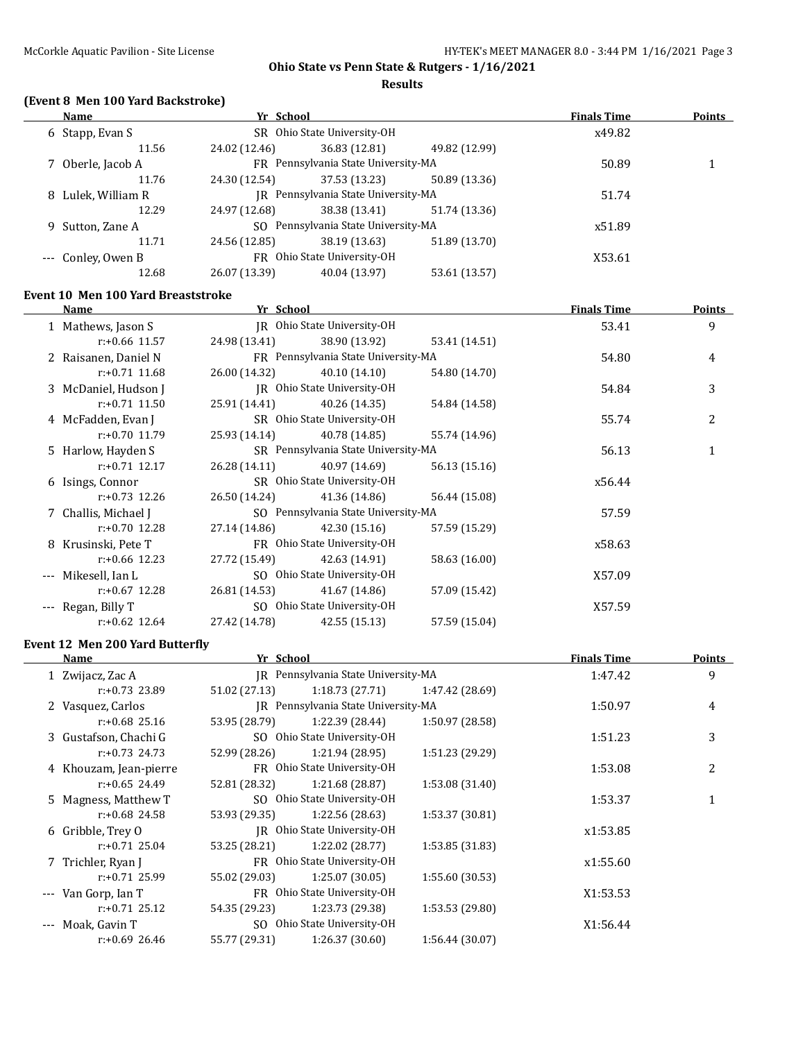## Ohio State vs Penn State & Rutgers - 1/16/2021

### Results

#### (Event 8 Men 100 Yard Backstroke)

| | Name | Yr | School | | Finals Time | Points |
|---|---|---|---|---|---|---|
| 6 | Stapp, Evan S | SR | Ohio State University-OH | | x49.82 | |
| | 11.56 | 24.02 (12.46) | 36.83 (12.81) | 49.82 (12.99) | | |
| 7 | Oberle, Jacob A | FR | Pennsylvania State University-MA | | 50.89 | 1 |
| | 11.76 | 24.30 (12.54) | 37.53 (13.23) | 50.89 (13.36) | | |
| 8 | Lulek, William R | JR | Pennsylvania State University-MA | | 51.74 | |
| | 12.29 | 24.97 (12.68) | 38.38 (13.41) | 51.74 (13.36) | | |
| 9 | Sutton, Zane A | SO | Pennsylvania State University-MA | | x51.89 | |
| | 11.71 | 24.56 (12.85) | 38.19 (13.63) | 51.89 (13.70) | | |
| --- | Conley, Owen B | FR | Ohio State University-OH | | X53.61 | |
| | 12.68 | 26.07 (13.39) | 40.04 (13.97) | 53.61 (13.57) | | |

#### Event 10 Men 100 Yard Breaststroke

| | Name | Yr | School | | Finals Time | Points |
|---|---|---|---|---|---|---|
| 1 | Mathews, Jason S | JR | Ohio State University-OH | | 53.41 | 9 |
| | r:+0.66 11.57 | 24.98 (13.41) | 38.90 (13.92) | 53.41 (14.51) | | |
| 2 | Raisanen, Daniel N | FR | Pennsylvania State University-MA | | 54.80 | 4 |
| | r:+0.71 11.68 | 26.00 (14.32) | 40.10 (14.10) | 54.80 (14.70) | | |
| 3 | McDaniel, Hudson J | JR | Ohio State University-OH | | 54.84 | 3 |
| | r:+0.71 11.50 | 25.91 (14.41) | 40.26 (14.35) | 54.84 (14.58) | | |
| 4 | McFadden, Evan J | SR | Ohio State University-OH | | 55.74 | 2 |
| | r:+0.70 11.79 | 25.93 (14.14) | 40.78 (14.85) | 55.74 (14.96) | | |
| 5 | Harlow, Hayden S | SR | Pennsylvania State University-MA | | 56.13 | 1 |
| | r:+0.71 12.17 | 26.28 (14.11) | 40.97 (14.69) | 56.13 (15.16) | | |
| 6 | Isings, Connor | SR | Ohio State University-OH | | x56.44 | |
| | r:+0.73 12.26 | 26.50 (14.24) | 41.36 (14.86) | 56.44 (15.08) | | |
| 7 | Challis, Michael J | SO | Pennsylvania State University-MA | | 57.59 | |
| | r:+0.70 12.28 | 27.14 (14.86) | 42.30 (15.16) | 57.59 (15.29) | | |
| 8 | Krusinski, Pete T | FR | Ohio State University-OH | | x58.63 | |
| | r:+0.66 12.23 | 27.72 (15.49) | 42.63 (14.91) | 58.63 (16.00) | | |
| --- | Mikesell, Ian L | SO | Ohio State University-OH | | X57.09 | |
| | r:+0.67 12.28 | 26.81 (14.53) | 41.67 (14.86) | 57.09 (15.42) | | |
| --- | Regan, Billy T | SO | Ohio State University-OH | | X57.59 | |
| | r:+0.62 12.64 | 27.42 (14.78) | 42.55 (15.13) | 57.59 (15.04) | | |

#### Event 12 Men 200 Yard Butterfly

| | Name | Yr | School | | Finals Time | Points |
|---|---|---|---|---|---|---|
| 1 | Zwijacz, Zac A | JR | Pennsylvania State University-MA | | 1:47.42 | 9 |
| | r:+0.73 23.89 | 51.02 (27.13) | 1:18.73 (27.71) | 1:47.42 (28.69) | | |
| 2 | Vasquez, Carlos | JR | Pennsylvania State University-MA | | 1:50.97 | 4 |
| | r:+0.68 25.16 | 53.95 (28.79) | 1:22.39 (28.44) | 1:50.97 (28.58) | | |
| 3 | Gustafson, Chachi G | SO | Ohio State University-OH | | 1:51.23 | 3 |
| | r:+0.73 24.73 | 52.99 (28.26) | 1:21.94 (28.95) | 1:51.23 (29.29) | | |
| 4 | Khouzam, Jean-pierre | FR | Ohio State University-OH | | 1:53.08 | 2 |
| | r:+0.65 24.49 | 52.81 (28.32) | 1:21.68 (28.87) | 1:53.08 (31.40) | | |
| 5 | Magness, Matthew T | SO | Ohio State University-OH | | 1:53.37 | 1 |
| | r:+0.68 24.58 | 53.93 (29.35) | 1:22.56 (28.63) | 1:53.37 (30.81) | | |
| 6 | Gribble, Trey O | JR | Ohio State University-OH | | x1:53.85 | |
| | r:+0.71 25.04 | 53.25 (28.21) | 1:22.02 (28.77) | 1:53.85 (31.83) | | |
| 7 | Trichler, Ryan J | FR | Ohio State University-OH | | x1:55.60 | |
| | r:+0.71 25.99 | 55.02 (29.03) | 1:25.07 (30.05) | 1:55.60 (30.53) | | |
| --- | Van Gorp, Ian T | FR | Ohio State University-OH | | X1:53.53 | |
| | r:+0.71 25.12 | 54.35 (29.23) | 1:23.73 (29.38) | 1:53.53 (29.80) | | |
| --- | Moak, Gavin T | SO | Ohio State University-OH | | X1:56.44 | |
| | r:+0.69 26.46 | 55.77 (29.31) | 1:26.37 (30.60) | 1:56.44 (30.07) | | |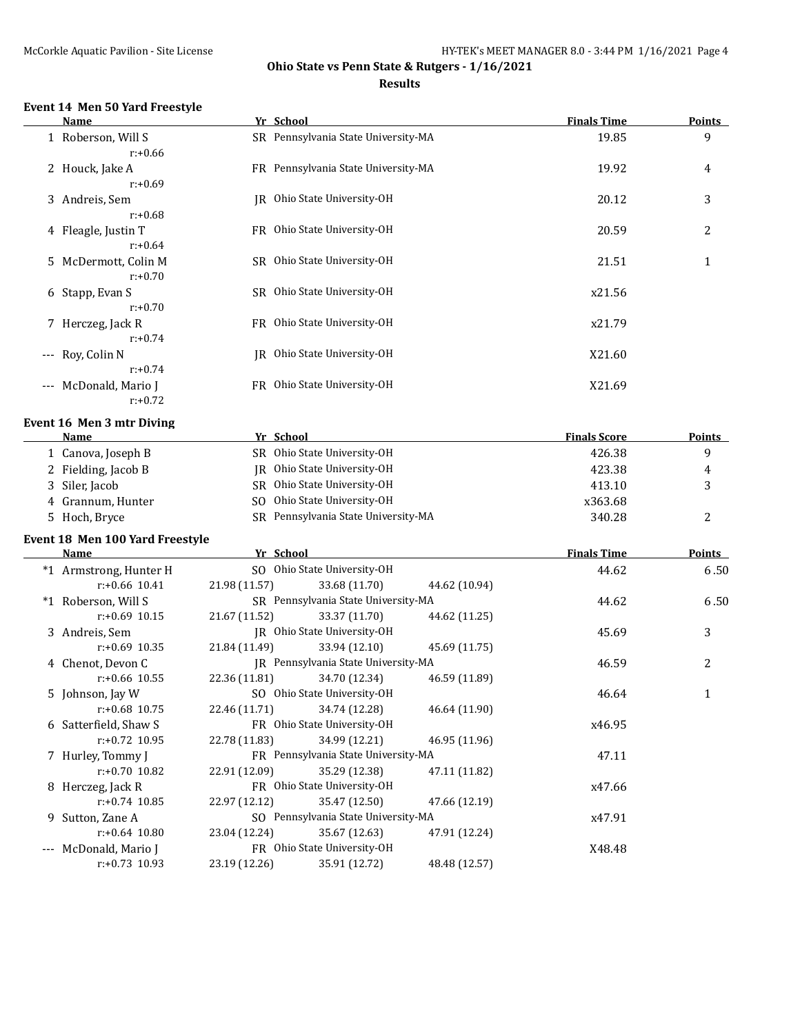**Ohio State vs Penn State & Rutgers - 1/16/2021**

**Results**

### Event 14 Men 50 Yard Freestyle

| | Name | Yr | School | Finals Time | Points |
|---|---|---|---|---|---|
| 1 | Roberson, Will S | SR | Pennsylvania State University-MA | 19.85 | 9 |
| | r:+0.66 | | | | |
| 2 | Houck, Jake A | FR | Pennsylvania State University-MA | 19.92 | 4 |
| | r:+0.69 | | | | |
| 3 | Andreis, Sem | JR | Ohio State University-OH | 20.12 | 3 |
| | r:+0.68 | | | | |
| 4 | Fleagle, Justin T | FR | Ohio State University-OH | 20.59 | 2 |
| | r:+0.64 | | | | |
| 5 | McDermott, Colin M | SR | Ohio State University-OH | 21.51 | 1 |
| | r:+0.70 | | | | |
| 6 | Stapp, Evan S | SR | Ohio State University-OH | x21.56 | |
| | r:+0.70 | | | | |
| 7 | Herczeg, Jack R | FR | Ohio State University-OH | x21.79 | |
| | r:+0.74 | | | | |
| --- | Roy, Colin N | JR | Ohio State University-OH | X21.60 | |
| | r:+0.74 | | | | |
| --- | McDonald, Mario J | FR | Ohio State University-OH | X21.69 | |
| | r:+0.72 | | | | |

### Event 16 Men 3 mtr Diving

| | Name | Yr | School | Finals Score | Points |
|---|---|---|---|---|---|
| 1 | Canova, Joseph B | SR | Ohio State University-OH | 426.38 | 9 |
| 2 | Fielding, Jacob B | JR | Ohio State University-OH | 423.38 | 4 |
| 3 | Siler, Jacob | SR | Ohio State University-OH | 413.10 | 3 |
| 4 | Grannum, Hunter | SO | Ohio State University-OH | x363.68 | |
| 5 | Hoch, Bryce | SR | Pennsylvania State University-MA | 340.28 | 2 |

### Event 18 Men 100 Yard Freestyle

| | Name | Yr | School | | | Finals Time | Points |
|---|---|---|---|---|---|---|---|
| *1 | Armstrong, Hunter H | SO | Ohio State University-OH | | | 44.62 | 6.50 |
| | r:+0.66 10.41 | 21.98 (11.57) | 33.68 (11.70) | 44.62 (10.94) | | | |
| *1 | Roberson, Will S | SR | Pennsylvania State University-MA | | | 44.62 | 6.50 |
| | r:+0.69 10.15 | 21.67 (11.52) | 33.37 (11.70) | 44.62 (11.25) | | | |
| 3 | Andreis, Sem | JR | Ohio State University-OH | | | 45.69 | 3 |
| | r:+0.69 10.35 | 21.84 (11.49) | 33.94 (12.10) | 45.69 (11.75) | | | |
| 4 | Chenot, Devon C | JR | Pennsylvania State University-MA | | | 46.59 | 2 |
| | r:+0.66 10.55 | 22.36 (11.81) | 34.70 (12.34) | 46.59 (11.89) | | | |
| 5 | Johnson, Jay W | SO | Ohio State University-OH | | | 46.64 | 1 |
| | r:+0.68 10.75 | 22.46 (11.71) | 34.74 (12.28) | 46.64 (11.90) | | | |
| 6 | Satterfield, Shaw S | FR | Ohio State University-OH | | | x46.95 | |
| | r:+0.72 10.95 | 22.78 (11.83) | 34.99 (12.21) | 46.95 (11.96) | | | |
| 7 | Hurley, Tommy J | FR | Pennsylvania State University-MA | | | 47.11 | |
| | r:+0.70 10.82 | 22.91 (12.09) | 35.29 (12.38) | 47.11 (11.82) | | | |
| 8 | Herczeg, Jack R | FR | Ohio State University-OH | | | x47.66 | |
| | r:+0.74 10.85 | 22.97 (12.12) | 35.47 (12.50) | 47.66 (12.19) | | | |
| 9 | Sutton, Zane A | SO | Pennsylvania State University-MA | | | x47.91 | |
| | r:+0.64 10.80 | 23.04 (12.24) | 35.67 (12.63) | 47.91 (12.24) | | | |
| --- | McDonald, Mario J | FR | Ohio State University-OH | | | X48.48 | |
| | r:+0.73 10.93 | 23.19 (12.26) | 35.91 (12.72) | 48.48 (12.57) | | | |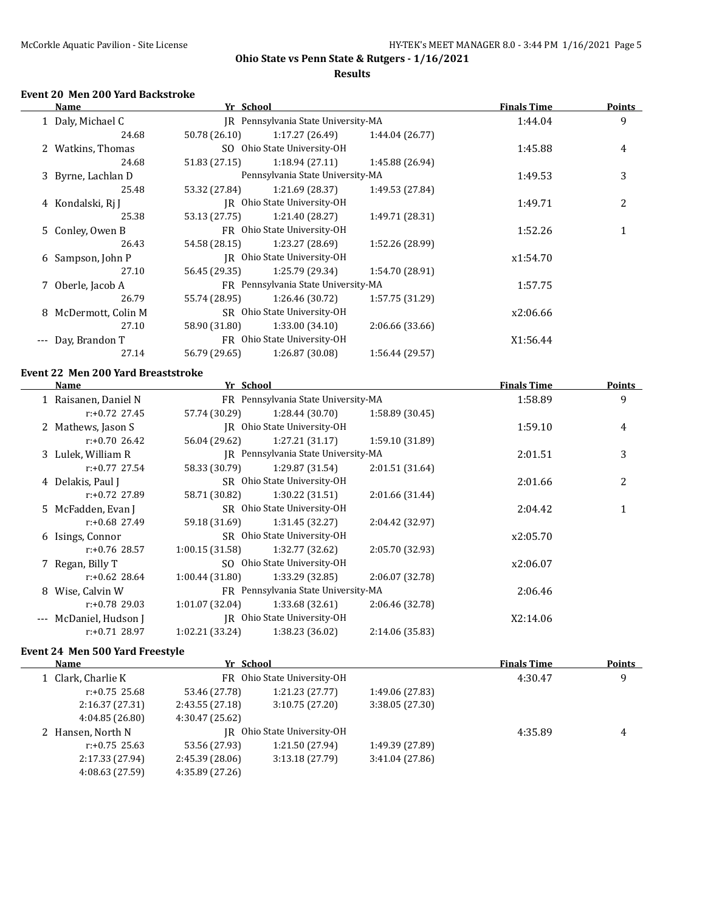## Ohio State vs Penn State & Rutgers - 1/16/2021

### Results

#### Event 20 Men 200 Yard Backstroke

| | Name | Yr | School | Finals Time | Points |
|---|---|---|---|---|---|
| 1 | Daly, Michael C | JR | Pennsylvania State University-MA | 1:44.04 | 9 |
| | 24.68 | 50.78 (26.10) | 1:17.27 (26.49) | 1:44.04 (26.77) | |
| 2 | Watkins, Thomas | SO | Ohio State University-OH | 1:45.88 | 4 |
| | 24.68 | 51.83 (27.15) | 1:18.94 (27.11) | 1:45.88 (26.94) | |
| 3 | Byrne, Lachlan D | | Pennsylvania State University-MA | 1:49.53 | 3 |
| | 25.48 | 53.32 (27.84) | 1:21.69 (28.37) | 1:49.53 (27.84) | |
| 4 | Kondalski, Rj J | JR | Ohio State University-OH | 1:49.71 | 2 |
| | 25.38 | 53.13 (27.75) | 1:21.40 (28.27) | 1:49.71 (28.31) | |
| 5 | Conley, Owen B | FR | Ohio State University-OH | 1:52.26 | 1 |
| | 26.43 | 54.58 (28.15) | 1:23.27 (28.69) | 1:52.26 (28.99) | |
| 6 | Sampson, John P | JR | Ohio State University-OH | x1:54.70 | |
| | 27.10 | 56.45 (29.35) | 1:25.79 (29.34) | 1:54.70 (28.91) | |
| 7 | Oberle, Jacob A | FR | Pennsylvania State University-MA | 1:57.75 | |
| | 26.79 | 55.74 (28.95) | 1:26.46 (30.72) | 1:57.75 (31.29) | |
| 8 | McDermott, Colin M | SR | Ohio State University-OH | x2:06.66 | |
| | 27.10 | 58.90 (31.80) | 1:33.00 (34.10) | 2:06.66 (33.66) | |
| --- | Day, Brandon T | FR | Ohio State University-OH | X1:56.44 | |
| | 27.14 | 56.79 (29.65) | 1:26.87 (30.08) | 1:56.44 (29.57) | |

#### Event 22 Men 200 Yard Breaststroke

| | Name | Yr | School | Finals Time | Points |
|---|---|---|---|---|---|
| 1 | Raisanen, Daniel N | FR | Pennsylvania State University-MA | 1:58.89 | 9 |
| | r:+0.72 27.45 | 57.74 (30.29) | 1:28.44 (30.70) | 1:58.89 (30.45) | |
| 2 | Mathews, Jason S | JR | Ohio State University-OH | 1:59.10 | 4 |
| | r:+0.70 26.42 | 56.04 (29.62) | 1:27.21 (31.17) | 1:59.10 (31.89) | |
| 3 | Lulek, William R | JR | Pennsylvania State University-MA | 2:01.51 | 3 |
| | r:+0.77 27.54 | 58.33 (30.79) | 1:29.87 (31.54) | 2:01.51 (31.64) | |
| 4 | Delakis, Paul J | SR | Ohio State University-OH | 2:01.66 | 2 |
| | r:+0.72 27.89 | 58.71 (30.82) | 1:30.22 (31.51) | 2:01.66 (31.44) | |
| 5 | McFadden, Evan J | SR | Ohio State University-OH | 2:04.42 | 1 |
| | r:+0.68 27.49 | 59.18 (31.69) | 1:31.45 (32.27) | 2:04.42 (32.97) | |
| 6 | Isings, Connor | SR | Ohio State University-OH | x2:05.70 | |
| | r:+0.76 28.57 | 1:00.15 (31.58) | 1:32.77 (32.62) | 2:05.70 (32.93) | |
| 7 | Regan, Billy T | SO | Ohio State University-OH | x2:06.07 | |
| | r:+0.62 28.64 | 1:00.44 (31.80) | 1:33.29 (32.85) | 2:06.07 (32.78) | |
| 8 | Wise, Calvin W | FR | Pennsylvania State University-MA | 2:06.46 | |
| | r:+0.78 29.03 | 1:01.07 (32.04) | 1:33.68 (32.61) | 2:06.46 (32.78) | |
| --- | McDaniel, Hudson J | JR | Ohio State University-OH | X2:14.06 | |
| | r:+0.71 28.97 | 1:02.21 (33.24) | 1:38.23 (36.02) | 2:14.06 (35.83) | |

#### Event 24 Men 500 Yard Freestyle

| | Name | Yr | School | Finals Time | Points |
|---|---|---|---|---|---|
| 1 | Clark, Charlie K | FR | Ohio State University-OH | 4:30.47 | 9 |
| | r:+0.75 25.68 | 53.46 (27.78) | 1:21.23 (27.77) | 1:49.06 (27.83) | |
| | 2:16.37 (27.31) | 2:43.55 (27.18) | 3:10.75 (27.20) | 3:38.05 (27.30) | |
| | 4:04.85 (26.80) | 4:30.47 (25.62) | | | |
| 2 | Hansen, North N | JR | Ohio State University-OH | 4:35.89 | 4 |
| | r:+0.75 25.63 | 53.56 (27.93) | 1:21.50 (27.94) | 1:49.39 (27.89) | |
| | 2:17.33 (27.94) | 2:45.39 (28.06) | 3:13.18 (27.79) | 3:41.04 (27.86) | |
| | 4:08.63 (27.59) | 4:35.89 (27.26) | | | |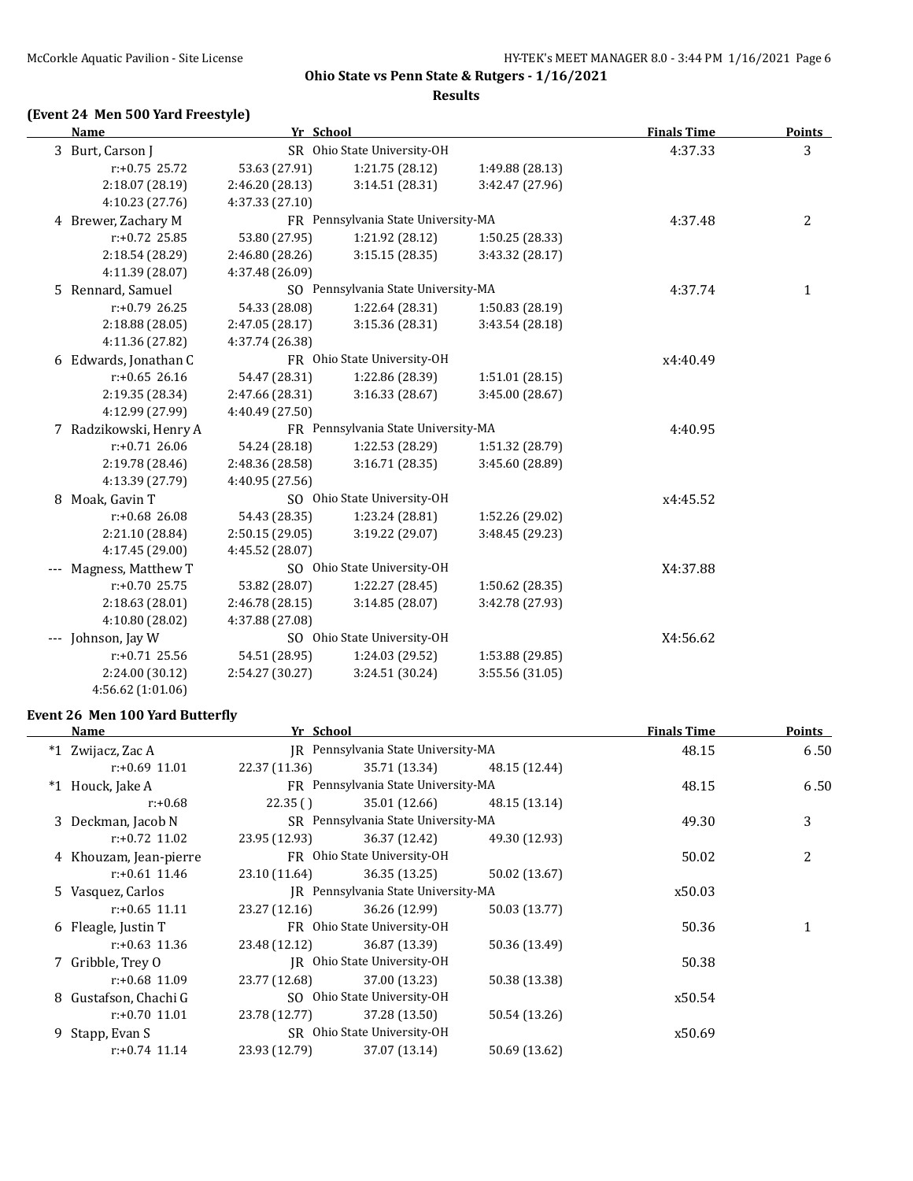**Ohio State vs Penn State & Rutgers - 1/16/2021**

**Results**

### (Event 24 Men 500 Yard Freestyle)

| Name | Yr | School | Finals Time | Points |
|---|---|---|---|---|
| 3 Burt, Carson J | SR | Ohio State University-OH | 4:37.33 | 3 |
| r:+0.75 25.72 | 53.63 (27.91) | 1:21.75 (28.12) | 1:49.88 (28.13) | |
| 2:18.07 (28.19) | 2:46.20 (28.13) | 3:14.51 (28.31) | 3:42.47 (27.96) | |
| 4:10.23 (27.76) | 4:37.33 (27.10) | | | |
| 4 Brewer, Zachary M | FR | Pennsylvania State University-MA | 4:37.48 | 2 |
| r:+0.72 25.85 | 53.80 (27.95) | 1:21.92 (28.12) | 1:50.25 (28.33) | |
| 2:18.54 (28.29) | 2:46.80 (28.26) | 3:15.15 (28.35) | 3:43.32 (28.17) | |
| 4:11.39 (28.07) | 4:37.48 (26.09) | | | |
| 5 Rennard, Samuel | SO | Pennsylvania State University-MA | 4:37.74 | 1 |
| r:+0.79 26.25 | 54.33 (28.08) | 1:22.64 (28.31) | 1:50.83 (28.19) | |
| 2:18.88 (28.05) | 2:47.05 (28.17) | 3:15.36 (28.31) | 3:43.54 (28.18) | |
| 4:11.36 (27.82) | 4:37.74 (26.38) | | | |
| 6 Edwards, Jonathan C | FR | Ohio State University-OH | x4:40.49 | |
| r:+0.65 26.16 | 54.47 (28.31) | 1:22.86 (28.39) | 1:51.01 (28.15) | |
| 2:19.35 (28.34) | 2:47.66 (28.31) | 3:16.33 (28.67) | 3:45.00 (28.67) | |
| 4:12.99 (27.99) | 4:40.49 (27.50) | | | |
| 7 Radzikowski, Henry A | FR | Pennsylvania State University-MA | 4:40.95 | |
| r:+0.71 26.06 | 54.24 (28.18) | 1:22.53 (28.29) | 1:51.32 (28.79) | |
| 2:19.78 (28.46) | 2:48.36 (28.58) | 3:16.71 (28.35) | 3:45.60 (28.89) | |
| 4:13.39 (27.79) | 4:40.95 (27.56) | | | |
| 8 Moak, Gavin T | SO | Ohio State University-OH | x4:45.52 | |
| r:+0.68 26.08 | 54.43 (28.35) | 1:23.24 (28.81) | 1:52.26 (29.02) | |
| 2:21.10 (28.84) | 2:50.15 (29.05) | 3:19.22 (29.07) | 3:48.45 (29.23) | |
| 4:17.45 (29.00) | 4:45.52 (28.07) | | | |
| --- Magness, Matthew T | SO | Ohio State University-OH | X4:37.88 | |
| r:+0.70 25.75 | 53.82 (28.07) | 1:22.27 (28.45) | 1:50.62 (28.35) | |
| 2:18.63 (28.01) | 2:46.78 (28.15) | 3:14.85 (28.07) | 3:42.78 (27.93) | |
| 4:10.80 (28.02) | 4:37.88 (27.08) | | | |
| --- Johnson, Jay W | SO | Ohio State University-OH | X4:56.62 | |
| r:+0.71 25.56 | 54.51 (28.95) | 1:24.03 (29.52) | 1:53.88 (29.85) | |
| 2:24.00 (30.12) | 2:54.27 (30.27) | 3:24.51 (30.24) | 3:55.56 (31.05) | |
| 4:56.62 (1:01.06) | | | | |

### Event 26 Men 100 Yard Butterfly

| Name | Yr | School | Finals Time | Points |
|---|---|---|---|---|
| *1 Zwijacz, Zac A | JR | Pennsylvania State University-MA | 48.15 | 6.50 |
| r:+0.69 11.01 | 22.37 (11.36) | 35.71 (13.34) | 48.15 (12.44) | |
| *1 Houck, Jake A | FR | Pennsylvania State University-MA | 48.15 | 6.50 |
| r:+0.68 | 22.35 ( ) | 35.01 (12.66) | 48.15 (13.14) | |
| 3 Deckman, Jacob N | SR | Pennsylvania State University-MA | 49.30 | 3 |
| r:+0.72 11.02 | 23.95 (12.93) | 36.37 (12.42) | 49.30 (12.93) | |
| 4 Khouzam, Jean-pierre | FR | Ohio State University-OH | 50.02 | 2 |
| r:+0.61 11.46 | 23.10 (11.64) | 36.35 (13.25) | 50.02 (13.67) | |
| 5 Vasquez, Carlos | JR | Pennsylvania State University-MA | x50.03 | |
| r:+0.65 11.11 | 23.27 (12.16) | 36.26 (12.99) | 50.03 (13.77) | |
| 6 Fleagle, Justin T | FR | Ohio State University-OH | 50.36 | 1 |
| r:+0.63 11.36 | 23.48 (12.12) | 36.87 (13.39) | 50.36 (13.49) | |
| 7 Gribble, Trey O | JR | Ohio State University-OH | 50.38 | |
| r:+0.68 11.09 | 23.77 (12.68) | 37.00 (13.23) | 50.38 (13.38) | |
| 8 Gustafson, Chachi G | SO | Ohio State University-OH | x50.54 | |
| r:+0.70 11.01 | 23.78 (12.77) | 37.28 (13.50) | 50.54 (13.26) | |
| 9 Stapp, Evan S | SR | Ohio State University-OH | x50.69 | |
| r:+0.74 11.14 | 23.93 (12.79) | 37.07 (13.14) | 50.69 (13.62) | |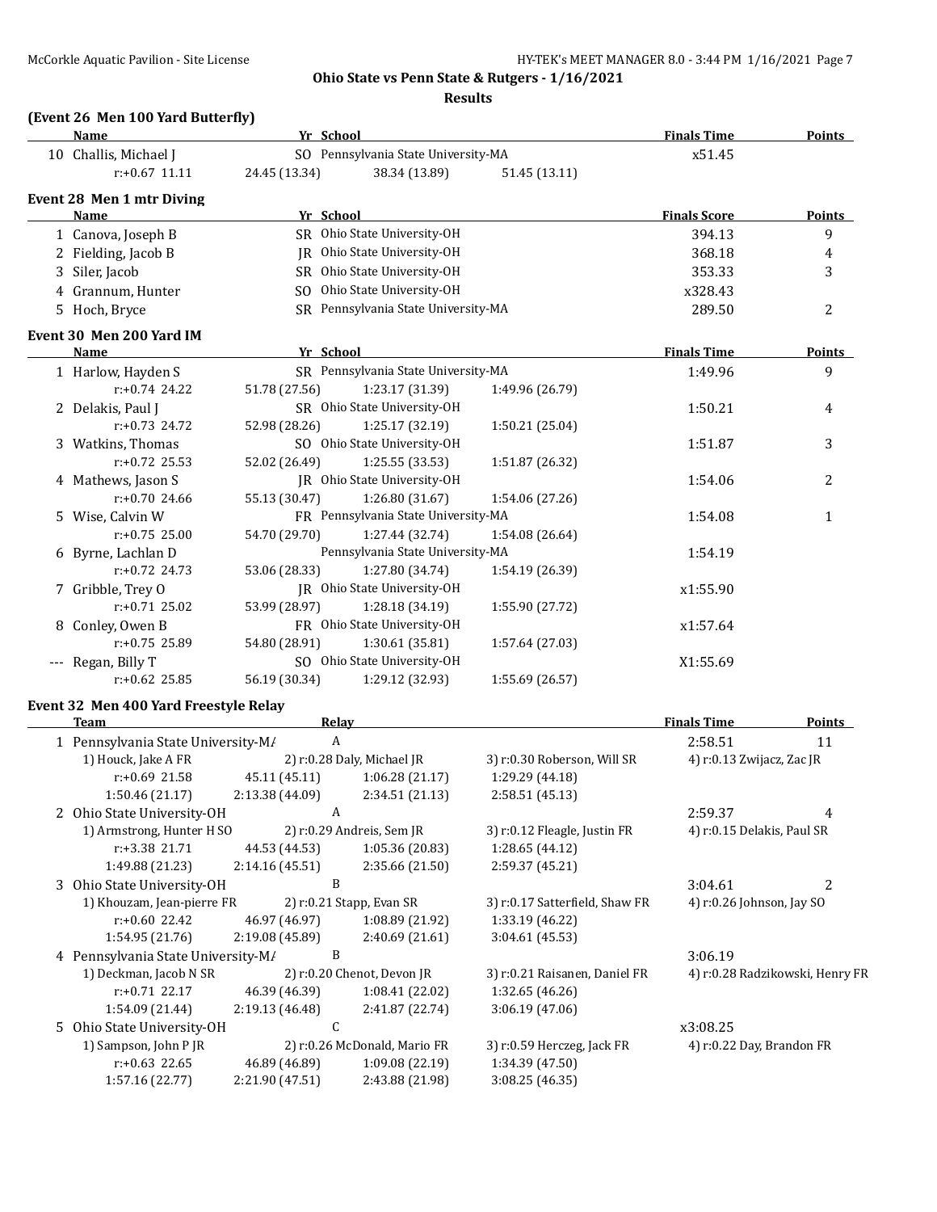**Ohio State vs Penn State & Rutgers - 1/16/2021**

**Results**

### (Event 26 Men 100 Yard Butterfly)

| | Name | Yr | School | | | Finals Time | Points |
|---|---|---|---|---|---|---|---|
| 10 | Challis, Michael J | SO | Pennsylvania State University-MA | | | x51.45 | |
| | r:+0.67 11.11 | 24.45 (13.34) | 38.34 (13.89) | 51.45 (13.11) | | | |

### Event 28 Men 1 mtr Diving

| | Name | Yr | School | Finals Score | Points |
|---|---|---|---|---|---|
| 1 | Canova, Joseph B | SR | Ohio State University-OH | 394.13 | 9 |
| 2 | Fielding, Jacob B | JR | Ohio State University-OH | 368.18 | 4 |
| 3 | Siler, Jacob | SR | Ohio State University-OH | 353.33 | 3 |
| 4 | Grannum, Hunter | SO | Ohio State University-OH | x328.43 | |
| 5 | Hoch, Bryce | SR | Pennsylvania State University-MA | 289.50 | 2 |

### Event 30 Men 200 Yard IM

| | Name | Yr | School | | | Finals Time | Points |
|---|---|---|---|---|---|---|---|
| 1 | Harlow, Hayden S | SR | Pennsylvania State University-MA | | | 1:49.96 | 9 |
| | r:+0.74 24.22 | 51.78 (27.56) | 1:23.17 (31.39) | 1:49.96 (26.79) | | | |
| 2 | Delakis, Paul J | SR | Ohio State University-OH | | | 1:50.21 | 4 |
| | r:+0.73 24.72 | 52.98 (28.26) | 1:25.17 (32.19) | 1:50.21 (25.04) | | | |
| 3 | Watkins, Thomas | SO | Ohio State University-OH | | | 1:51.87 | 3 |
| | r:+0.72 25.53 | 52.02 (26.49) | 1:25.55 (33.53) | 1:51.87 (26.32) | | | |
| 4 | Mathews, Jason S | JR | Ohio State University-OH | | | 1:54.06 | 2 |
| | r:+0.70 24.66 | 55.13 (30.47) | 1:26.80 (31.67) | 1:54.06 (27.26) | | | |
| 5 | Wise, Calvin W | FR | Pennsylvania State University-MA | | | 1:54.08 | 1 |
| | r:+0.75 25.00 | 54.70 (29.70) | 1:27.44 (32.74) | 1:54.08 (26.64) | | | |
| 6 | Byrne, Lachlan D | | Pennsylvania State University-MA | | | 1:54.19 | |
| | r:+0.72 24.73 | 53.06 (28.33) | 1:27.80 (34.74) | 1:54.19 (26.39) | | | |
| 7 | Gribble, Trey O | JR | Ohio State University-OH | | | x1:55.90 | |
| | r:+0.71 25.02 | 53.99 (28.97) | 1:28.18 (34.19) | 1:55.90 (27.72) | | | |
| 8 | Conley, Owen B | FR | Ohio State University-OH | | | x1:57.64 | |
| | r:+0.75 25.89 | 54.80 (28.91) | 1:30.61 (35.81) | 1:57.64 (27.03) | | | |
| --- | Regan, Billy T | SO | Ohio State University-OH | | | X1:55.69 | |
| | r:+0.62 25.85 | 56.19 (30.34) | 1:29.12 (32.93) | 1:55.69 (26.57) | | | |

### Event 32 Men 400 Yard Freestyle Relay

| | Team | Relay | | | Finals Time | Points |
|---|---|---|---|---|---|---|
| 1 | Pennsylvania State University-MA | A | | | 2:58.51 | 11 |
| | 1) Houck, Jake A FR | 2) r:0.28 Daly, Michael JR | 3) r:0.30 Roberson, Will SR | 4) r:0.13 Zwijacz, Zac JR | | |
| | r:+0.69 21.58 | 45.11 (45.11) | 1:06.28 (21.17) | 1:29.29 (44.18) | | |
| | 1:50.46 (21.17) | 2:13.38 (44.09) | 2:34.51 (21.13) | 2:58.51 (45.13) | | |
| 2 | Ohio State University-OH | A | | | 2:59.37 | 4 |
| | 1) Armstrong, Hunter H SO | 2) r:0.29 Andreis, Sem JR | 3) r:0.12 Fleagle, Justin FR | 4) r:0.15 Delakis, Paul SR | | |
| | r:+3.38 21.71 | 44.53 (44.53) | 1:05.36 (20.83) | 1:28.65 (44.12) | | |
| | 1:49.88 (21.23) | 2:14.16 (45.51) | 2:35.66 (21.50) | 2:59.37 (45.21) | | |
| 3 | Ohio State University-OH | B | | | 3:04.61 | 2 |
| | 1) Khouzam, Jean-pierre FR | 2) r:0.21 Stapp, Evan SR | 3) r:0.17 Satterfield, Shaw FR | 4) r:0.26 Johnson, Jay SO | | |
| | r:+0.60 22.42 | 46.97 (46.97) | 1:08.89 (21.92) | 1:33.19 (46.22) | | |
| | 1:54.95 (21.76) | 2:19.08 (45.89) | 2:40.69 (21.61) | 3:04.61 (45.53) | | |
| 4 | Pennsylvania State University-MA | B | | | 3:06.19 | |
| | 1) Deckman, Jacob N SR | 2) r:0.20 Chenot, Devon JR | 3) r:0.21 Raisanen, Daniel FR | 4) r:0.28 Radzikowski, Henry FR | | |
| | r:+0.71 22.17 | 46.39 (46.39) | 1:08.41 (22.02) | 1:32.65 (46.26) | | |
| | 1:54.09 (21.44) | 2:19.13 (46.48) | 2:41.87 (22.74) | 3:06.19 (47.06) | | |
| 5 | Ohio State University-OH | C | | | x3:08.25 | |
| | 1) Sampson, John P JR | 2) r:0.26 McDonald, Mario FR | 3) r:0.59 Herczeg, Jack FR | 4) r:0.22 Day, Brandon FR | | |
| | r:+0.63 22.65 | 46.89 (46.89) | 1:09.08 (22.19) | 1:34.39 (47.50) | | |
| | 1:57.16 (22.77) | 2:21.90 (47.51) | 2:43.88 (21.98) | 3:08.25 (46.35) | | |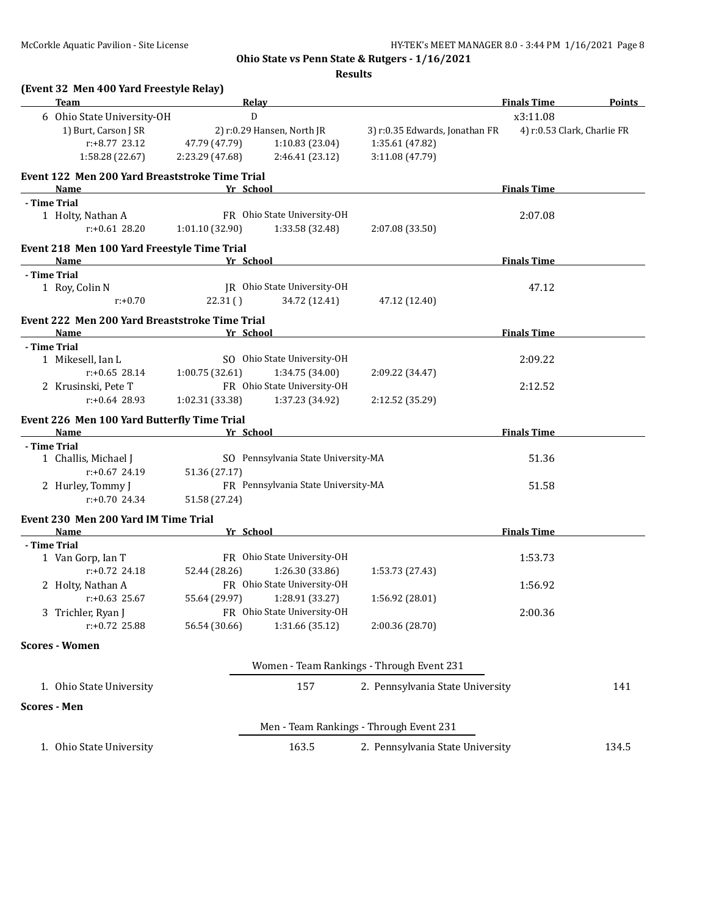**Ohio State vs Penn State & Rutgers - 1/16/2021**

**Results**

### (Event 32 Men 400 Yard Freestyle Relay)

| Team | Relay | | | Finals Time | Points |
|---|---|---|---|---|---|
| 6 Ohio State University-OH | D | | | x3:11.08 | |
| 1) Burt, Carson J SR | 2) r:0.29 Hansen, North JR | 3) r:0.35 Edwards, Jonathan FR | 4) r:0.53 Clark, Charlie FR | | |
| r:+8.77 23.12 | 47.79 (47.79) | 1:10.83 (23.04) | 1:35.61 (47.82) | | |
| 1:58.28 (22.67) | 2:23.29 (47.68) | 2:46.41 (23.12) | 3:11.08 (47.79) | | |

### Event 122 Men 200 Yard Breaststroke Time Trial

| Name | Yr | School | | Finals Time |
|---|---|---|---|---|
| **- Time Trial** | | | | |
| 1 Holty, Nathan A | FR | Ohio State University-OH | | 2:07.08 |
| r:+0.61 28.20 | 1:01.10 (32.90) | 1:33.58 (32.48) | 2:07.08 (33.50) | |

### Event 218 Men 100 Yard Freestyle Time Trial

| Name | Yr | School | | Finals Time |
|---|---|---|---|---|
| **- Time Trial** | | | | |
| 1 Roy, Colin N | JR | Ohio State University-OH | | 47.12 |
| r:+0.70 | 22.31 ( ) | 34.72 (12.41) | 47.12 (12.40) | |

### Event 222 Men 200 Yard Breaststroke Time Trial

| Name | Yr | School | | Finals Time |
|---|---|---|---|---|
| **- Time Trial** | | | | |
| 1 Mikesell, Ian L | SO | Ohio State University-OH | | 2:09.22 |
| r:+0.65 28.14 | 1:00.75 (32.61) | 1:34.75 (34.00) | 2:09.22 (34.47) | |
| 2 Krusinski, Pete T | FR | Ohio State University-OH | | 2:12.52 |
| r:+0.64 28.93 | 1:02.31 (33.38) | 1:37.23 (34.92) | 2:12.52 (35.29) | |

### Event 226 Men 100 Yard Butterfly Time Trial

| Name | Yr | School | Finals Time |
|---|---|---|---|
| **- Time Trial** | | | |
| 1 Challis, Michael J | SO | Pennsylvania State University-MA | 51.36 |
| r:+0.67 24.19 | 51.36 (27.17) | | |
| 2 Hurley, Tommy J | FR | Pennsylvania State University-MA | 51.58 |
| r:+0.70 24.34 | 51.58 (27.24) | | |

### Event 230 Men 200 Yard IM Time Trial

| Name | Yr | School | | Finals Time |
|---|---|---|---|---|
| **- Time Trial** | | | | |
| 1 Van Gorp, Ian T | FR | Ohio State University-OH | | 1:53.73 |
| r:+0.72 24.18 | 52.44 (28.26) | 1:26.30 (33.86) | 1:53.73 (27.43) | |
| 2 Holty, Nathan A | FR | Ohio State University-OH | | 1:56.92 |
| r:+0.63 25.67 | 55.64 (29.97) | 1:28.91 (33.27) | 1:56.92 (28.01) | |
| 3 Trichler, Ryan J | FR | Ohio State University-OH | | 2:00.36 |
| r:+0.72 25.88 | 56.54 (30.66) | 1:31.66 (35.12) | 2:00.36 (28.70) | |

### Scores - Women

Women - Team Rankings - Through Event 231

| | | | |
|---|---|---|---|
| 1. Ohio State University | 157 | 2. Pennsylvania State University | 141 |

### Scores - Men

Men - Team Rankings - Through Event 231

| | | | |
|---|---|---|---|
| 1. Ohio State University | 163.5 | 2. Pennsylvania State University | 134.5 |